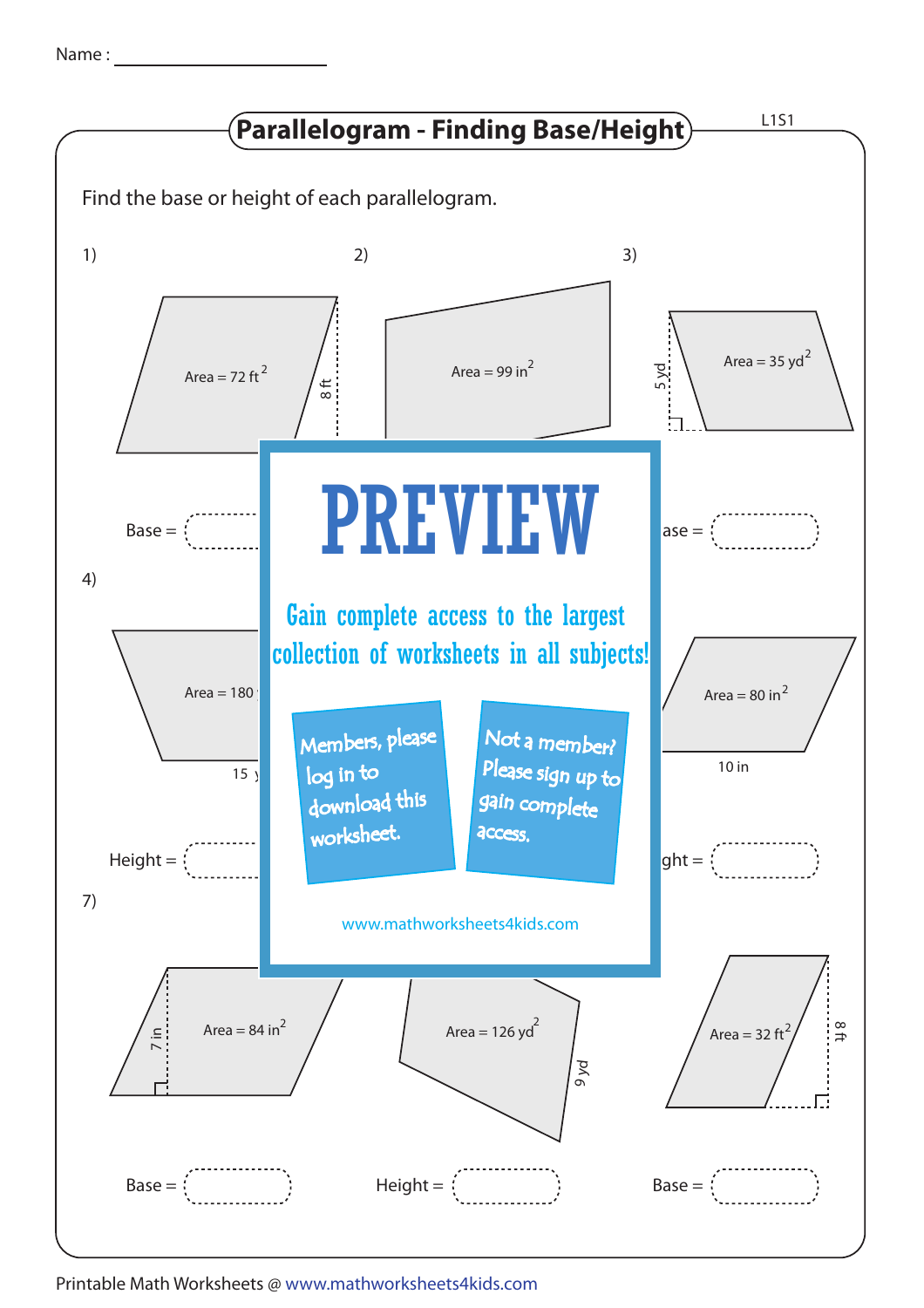Name : ___________________

# Parallelogram - Finding Base/Height

L1S1

Find the base or height of each parallelogram.

1)

Area = 72 ft$^2$

8 ft

Base = 

2)

Area = 99 in$^2$

3)

5 yd

Area = 35 yd$^2$

ase = 

4)

Area = 180

15 y

Height = 

Area = 80 in$^2$

10 in

ght = 

# PREVIEW

Gain complete access to the largest collection of worksheets in all subjects!

Members, please log in to download this worksheet.

Not a member? Please sign up to gain complete access.

www.mathworksheets4kids.com

7)

7 in

Area = 84 in$^2$

Base = 

Area = 126 yd$^2$

9 yd

Height = 

Area = 32 ft$^2$

8 ft

Base = 

Printable Math Worksheets @ www.mathworksheets4kids.com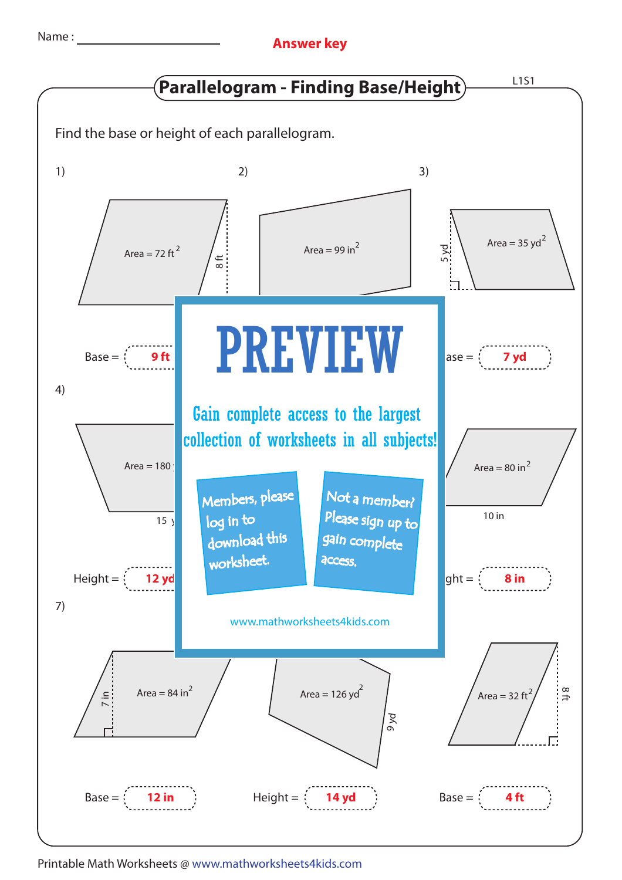Name : ______________________

**Answer key**

# Parallelogram - Finding Base/Height

L1S1

Find the base or height of each parallelogram.

1)

Area = 72 $ft^2$

8 ft

Base = **9 ft**

2)

Area = 99 $in^2$

3)

5 yd

Area = 35 $yd^2$

ase = **7 yd**

4)

Area = 180

15 y

Height = **12 yd**

Area = 80 $in^2$

10 in

ght = **8 in**

PREVIEW

Gain complete access to the largest collection of worksheets in all subjects!

Members, please log in to download this worksheet.

Not a member? Please sign up to gain complete access.

www.mathworksheets4kids.com

7)

7 in

Area = 84 $in^2$

Base = **12 in**

Area = 126 $yd^2$

9 yd

Height = **14 yd**

Area = 32 $ft^2$

8 ft

Base = **4 ft**

Printable Math Worksheets @ www.mathworksheets4kids.com